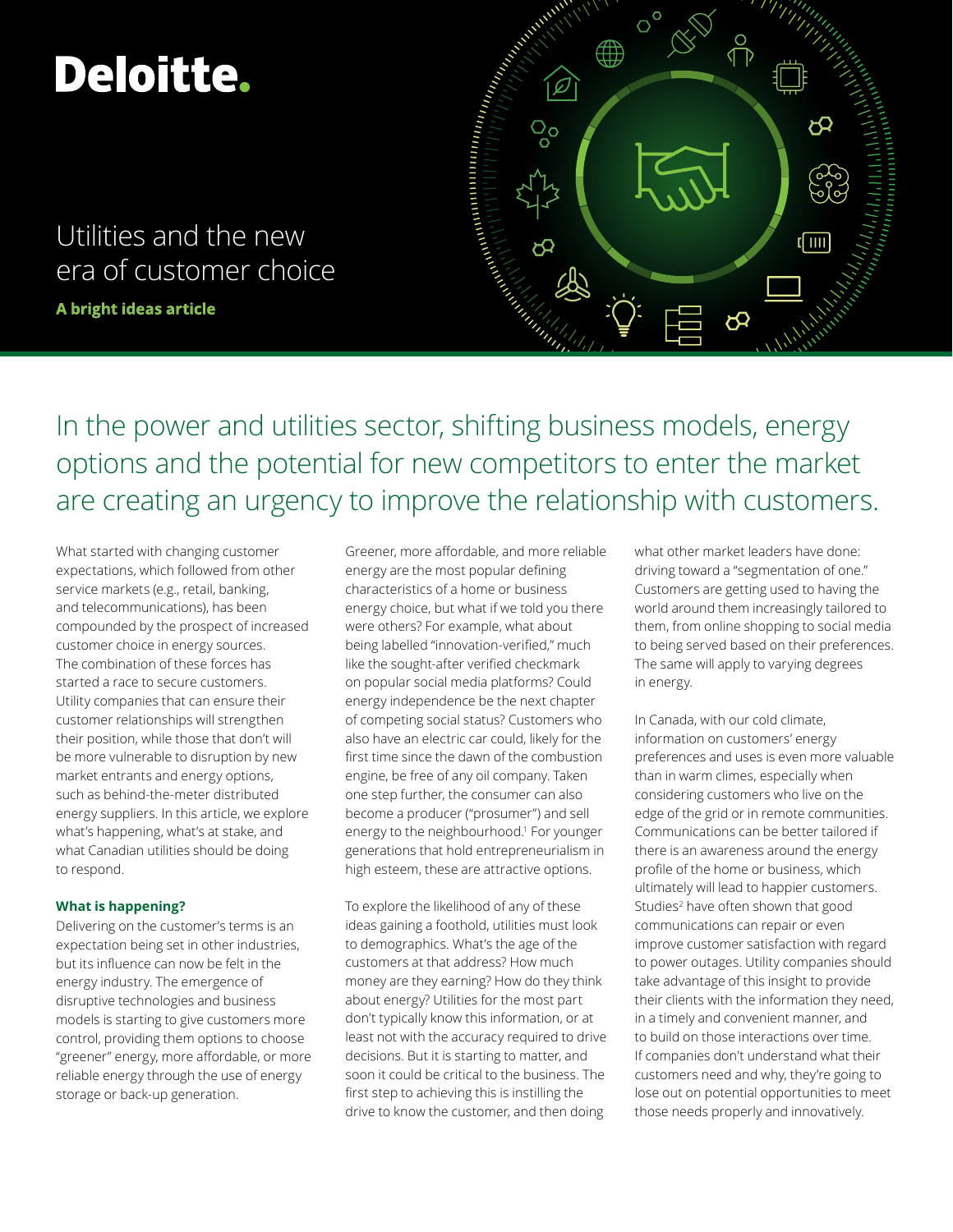Deloitte.

# Utilities and the new era of customer choice

**A bright ideas article**

## In the power and utilities sector, shifting business models, energy options and the potential for new competitors to enter the market are creating an urgency to improve the relationship with customers.

What started with changing customer expectations, which followed from other service markets (e.g., retail, banking, and telecommunications), has been compounded by the prospect of increased customer choice in energy sources. The combination of these forces has started a race to secure customers. Utility companies that can ensure their customer relationships will strengthen their position, while those that don't will be more vulnerable to disruption by new market entrants and energy options, such as behind-the-meter distributed energy suppliers. In this article, we explore what's happening, what's at stake, and what Canadian utilities should be doing to respond.

### What is happening?

Delivering on the customer's terms is an expectation being set in other industries, but its influence can now be felt in the energy industry. The emergence of disruptive technologies and business models is starting to give customers more control, providing them options to choose "greener" energy, more affordable, or more reliable energy through the use of energy storage or back-up generation.

Greener, more affordable, and more reliable energy are the most popular defining characteristics of a home or business energy choice, but what if we told you there were others? For example, what about being labelled "innovation-verified," much like the sought-after verified checkmark on popular social media platforms? Could energy independence be the next chapter of competing social status? Customers who also have an electric car could, likely for the first time since the dawn of the combustion engine, be free of any oil company. Taken one step further, the consumer can also become a producer ("prosumer") and sell energy to the neighbourhood.[1] For younger generations that hold entrepreneurialism in high esteem, these are attractive options.

To explore the likelihood of any of these ideas gaining a foothold, utilities must look to demographics. What's the age of the customers at that address? How much money are they earning? How do they think about energy? Utilities for the most part don't typically know this information, or at least not with the accuracy required to drive decisions. But it is starting to matter, and soon it could be critical to the business. The first step to achieving this is instilling the drive to know the customer, and then doing what other market leaders have done: driving toward a "segmentation of one." Customers are getting used to having the world around them increasingly tailored to them, from online shopping to social media to being served based on their preferences. The same will apply to varying degrees in energy.

In Canada, with our cold climate, information on customers' energy preferences and uses is even more valuable than in warm climes, especially when considering customers who live on the edge of the grid or in remote communities. Communications can be better tailored if there is an awareness around the energy profile of the home or business, which ultimately will lead to happier customers. Studies[2] have often shown that good communications can repair or even improve customer satisfaction with regard to power outages. Utility companies should take advantage of this insight to provide their clients with the information they need, in a timely and convenient manner, and to build on those interactions over time. If companies don't understand what their customers need and why, they're going to lose out on potential opportunities to meet those needs properly and innovatively.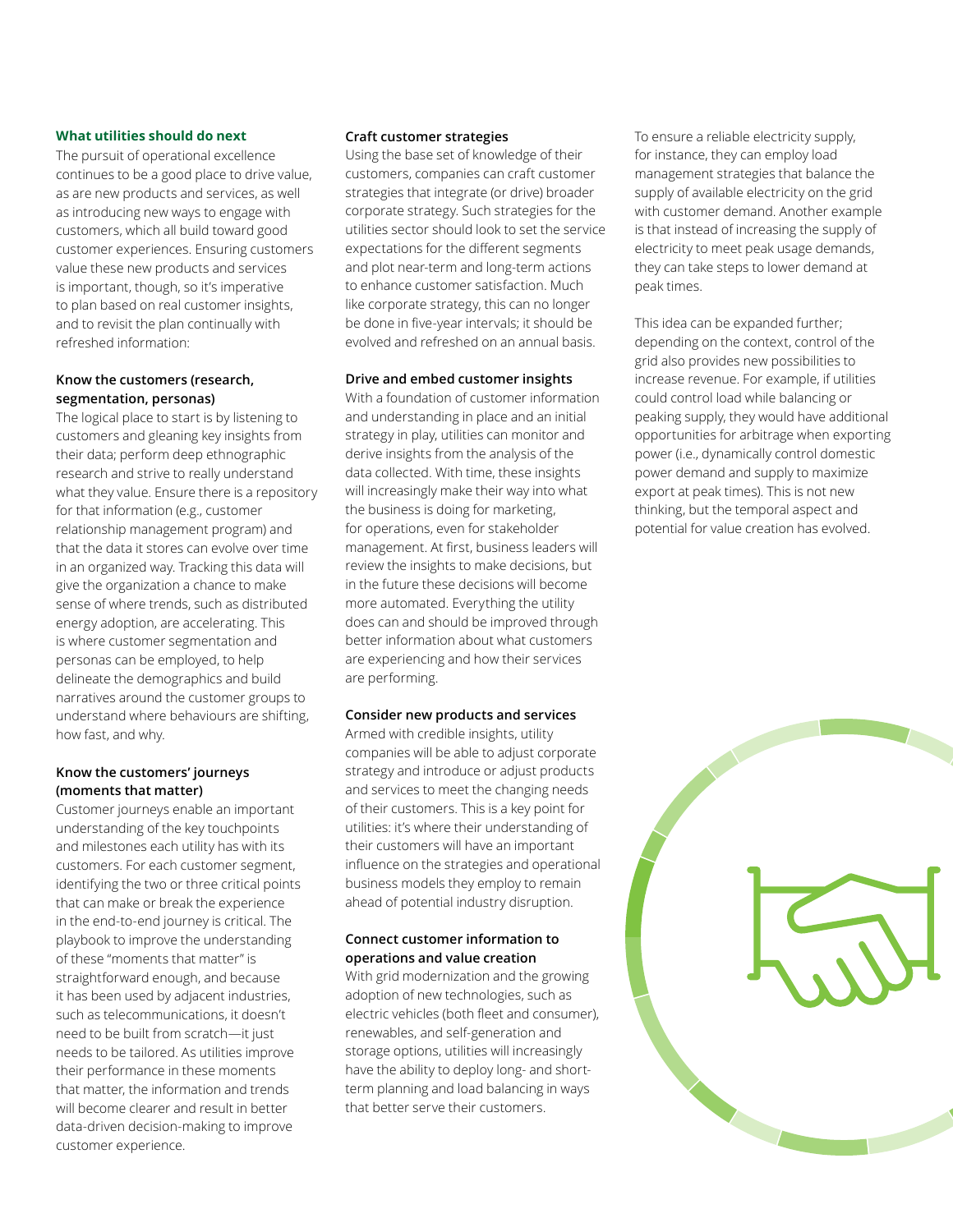## What utilities should do next

The pursuit of operational excellence continues to be a good place to drive value, as are new products and services, as well as introducing new ways to engage with customers, which all build toward good customer experiences. Ensuring customers value these new products and services is important, though, so it's imperative to plan based on real customer insights, and to revisit the plan continually with refreshed information:

### Know the customers (research, segmentation, personas)

The logical place to start is by listening to customers and gleaning key insights from their data; perform deep ethnographic research and strive to really understand what they value. Ensure there is a repository for that information (e.g., customer relationship management program) and that the data it stores can evolve over time in an organized way. Tracking this data will give the organization a chance to make sense of where trends, such as distributed energy adoption, are accelerating. This is where customer segmentation and personas can be employed, to help delineate the demographics and build narratives around the customer groups to understand where behaviours are shifting, how fast, and why.

### Know the customers' journeys (moments that matter)

Customer journeys enable an important understanding of the key touchpoints and milestones each utility has with its customers. For each customer segment, identifying the two or three critical points that can make or break the experience in the end-to-end journey is critical. The playbook to improve the understanding of these "moments that matter" is straightforward enough, and because it has been used by adjacent industries, such as telecommunications, it doesn't need to be built from scratch—it just needs to be tailored. As utilities improve their performance in these moments that matter, the information and trends will become clearer and result in better data-driven decision-making to improve customer experience.

### Craft customer strategies

Using the base set of knowledge of their customers, companies can craft customer strategies that integrate (or drive) broader corporate strategy. Such strategies for the utilities sector should look to set the service expectations for the different segments and plot near-term and long-term actions to enhance customer satisfaction. Much like corporate strategy, this can no longer be done in five-year intervals; it should be evolved and refreshed on an annual basis.

### Drive and embed customer insights

With a foundation of customer information and understanding in place and an initial strategy in play, utilities can monitor and derive insights from the analysis of the data collected. With time, these insights will increasingly make their way into what the business is doing for marketing, for operations, even for stakeholder management. At first, business leaders will review the insights to make decisions, but in the future these decisions will become more automated. Everything the utility does can and should be improved through better information about what customers are experiencing and how their services are performing.

### Consider new products and services

Armed with credible insights, utility companies will be able to adjust corporate strategy and introduce or adjust products and services to meet the changing needs of their customers. This is a key point for utilities: it's where their understanding of their customers will have an important influence on the strategies and operational business models they employ to remain ahead of potential industry disruption.

### Connect customer information to operations and value creation

With grid modernization and the growing adoption of new technologies, such as electric vehicles (both fleet and consumer), renewables, and self-generation and storage options, utilities will increasingly have the ability to deploy long- and short-term planning and load balancing in ways that better serve their customers.

To ensure a reliable electricity supply, for instance, they can employ load management strategies that balance the supply of available electricity on the grid with customer demand. Another example is that instead of increasing the supply of electricity to meet peak usage demands, they can take steps to lower demand at peak times.

This idea can be expanded further; depending on the context, control of the grid also provides new possibilities to increase revenue. For example, if utilities could control load while balancing or peaking supply, they would have additional opportunities for arbitrage when exporting power (i.e., dynamically control domestic power demand and supply to maximize export at peak times). This is not new thinking, but the temporal aspect and potential for value creation has evolved.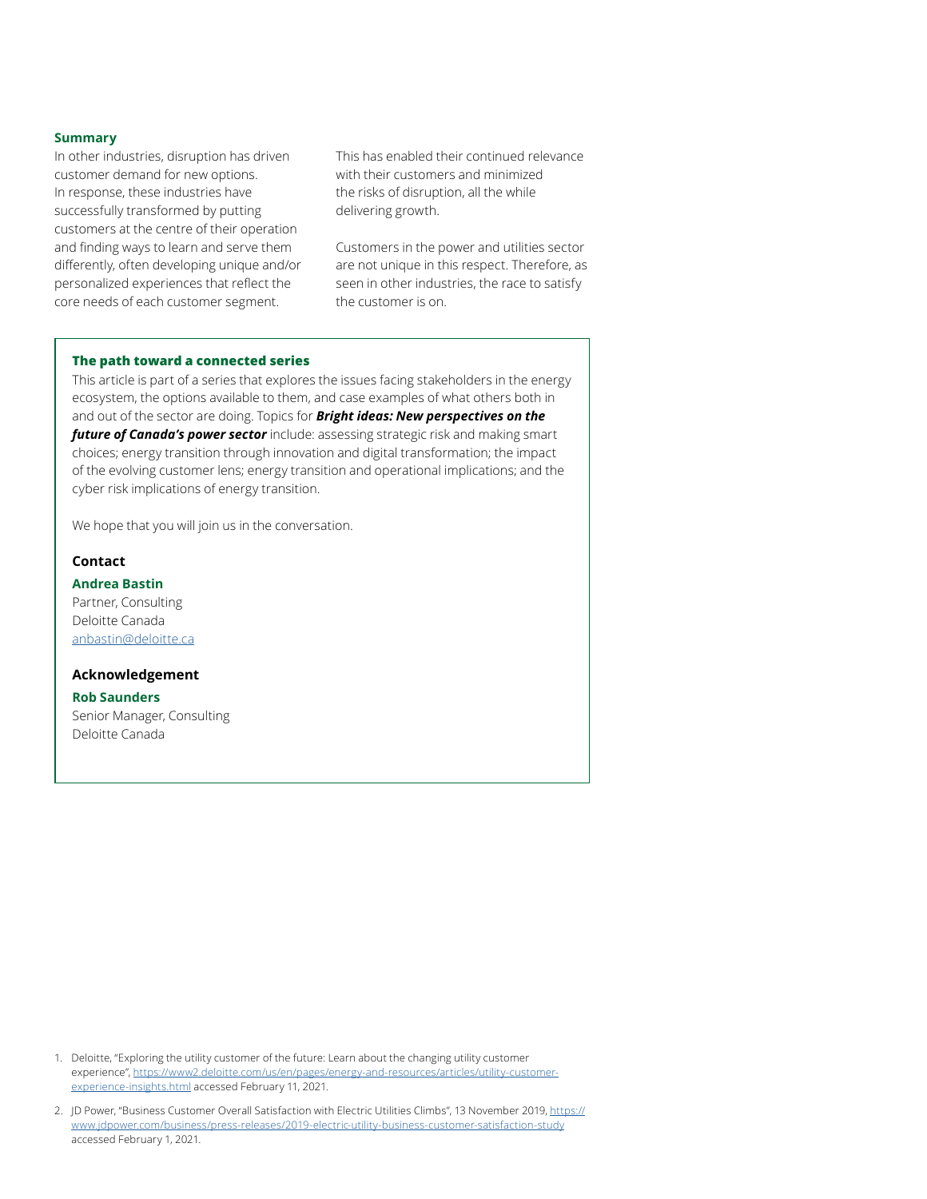### Summary

In other industries, disruption has driven customer demand for new options. In response, these industries have successfully transformed by putting customers at the centre of their operation and finding ways to learn and serve them differently, often developing unique and/or personalized experiences that reflect the core needs of each customer segment.

This has enabled their continued relevance with their customers and minimized the risks of disruption, all the while delivering growth.

Customers in the power and utilities sector are not unique in this respect. Therefore, as seen in other industries, the race to satisfy the customer is on.

### The path toward a connected series

This article is part of a series that explores the issues facing stakeholders in the energy ecosystem, the options available to them, and case examples of what others both in and out of the sector are doing. Topics for ***Bright ideas: New perspectives on the future of Canada's power sector*** include: assessing strategic risk and making smart choices; energy transition through innovation and digital transformation; the impact of the evolving customer lens; energy transition and operational implications; and the cyber risk implications of energy transition.

We hope that you will join us in the conversation.

### Contact

**Andrea Bastin**
Partner, Consulting
Deloitte Canada
anbastin@deloitte.ca

### Acknowledgement

**Rob Saunders**
Senior Manager, Consulting
Deloitte Canada

---

1. Deloitte, "Exploring the utility customer of the future: Learn about the changing utility customer experience", https://www2.deloitte.com/us/en/pages/energy-and-resources/articles/utility-customer-experience-insights.html accessed February 11, 2021.
2. JD Power, "Business Customer Overall Satisfaction with Electric Utilities Climbs", 13 November 2019, https://www.jdpower.com/business/press-releases/2019-electric-utility-business-customer-satisfaction-study accessed February 1, 2021.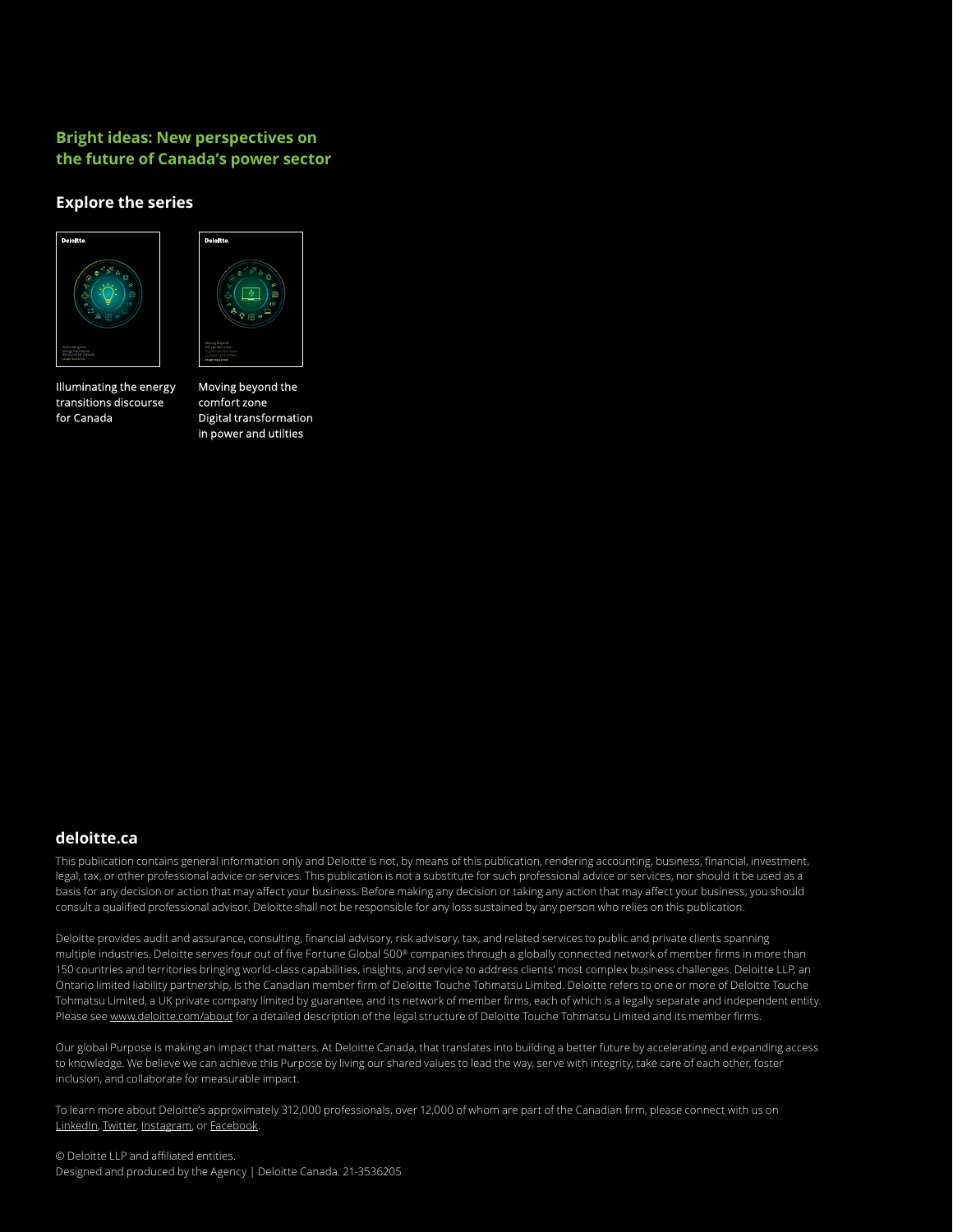## Bright ideas: New perspectives on the future of Canada's power sector

### Explore the series

Illuminating the energy transitions discourse for Canada

Moving beyond the comfort zone
Digital transformation in power and utilties

### deloitte.ca

This publication contains general information only and Deloitte is not, by means of this publication, rendering accounting, business, financial, investment, legal, tax, or other professional advice or services. This publication is not a substitute for such professional advice or services, nor should it be used as a basis for any decision or action that may affect your business. Before making any decision or taking any action that may affect your business, you should consult a qualified professional advisor. Deloitte shall not be responsible for any loss sustained by any person who relies on this publication.

Deloitte provides audit and assurance, consulting, financial advisory, risk advisory, tax, and related services to public and private clients spanning multiple industries. Deloitte serves four out of five Fortune Global 500® companies through a globally connected network of member firms in more than 150 countries and territories bringing world-class capabilities, insights, and service to address clients' most complex business challenges. Deloitte LLP, an Ontario limited liability partnership, is the Canadian member firm of Deloitte Touche Tohmatsu Limited. Deloitte refers to one or more of Deloitte Touche Tohmatsu Limited, a UK private company limited by guarantee, and its network of member firms, each of which is a legally separate and independent entity. Please see www.deloitte.com/about for a detailed description of the legal structure of Deloitte Touche Tohmatsu Limited and its member firms.

Our global Purpose is making an impact that matters. At Deloitte Canada, that translates into building a better future by accelerating and expanding access to knowledge. We believe we can achieve this Purpose by living our shared values to lead the way, serve with integrity, take care of each other, foster inclusion, and collaborate for measurable impact.

To learn more about Deloitte's approximately 312,000 professionals, over 12,000 of whom are part of the Canadian firm, please connect with us on LinkedIn, Twitter, Instagram, or Facebook.

© Deloitte LLP and affiliated entities.
Designed and produced by the Agency | Deloitte Canada. 21-3536205